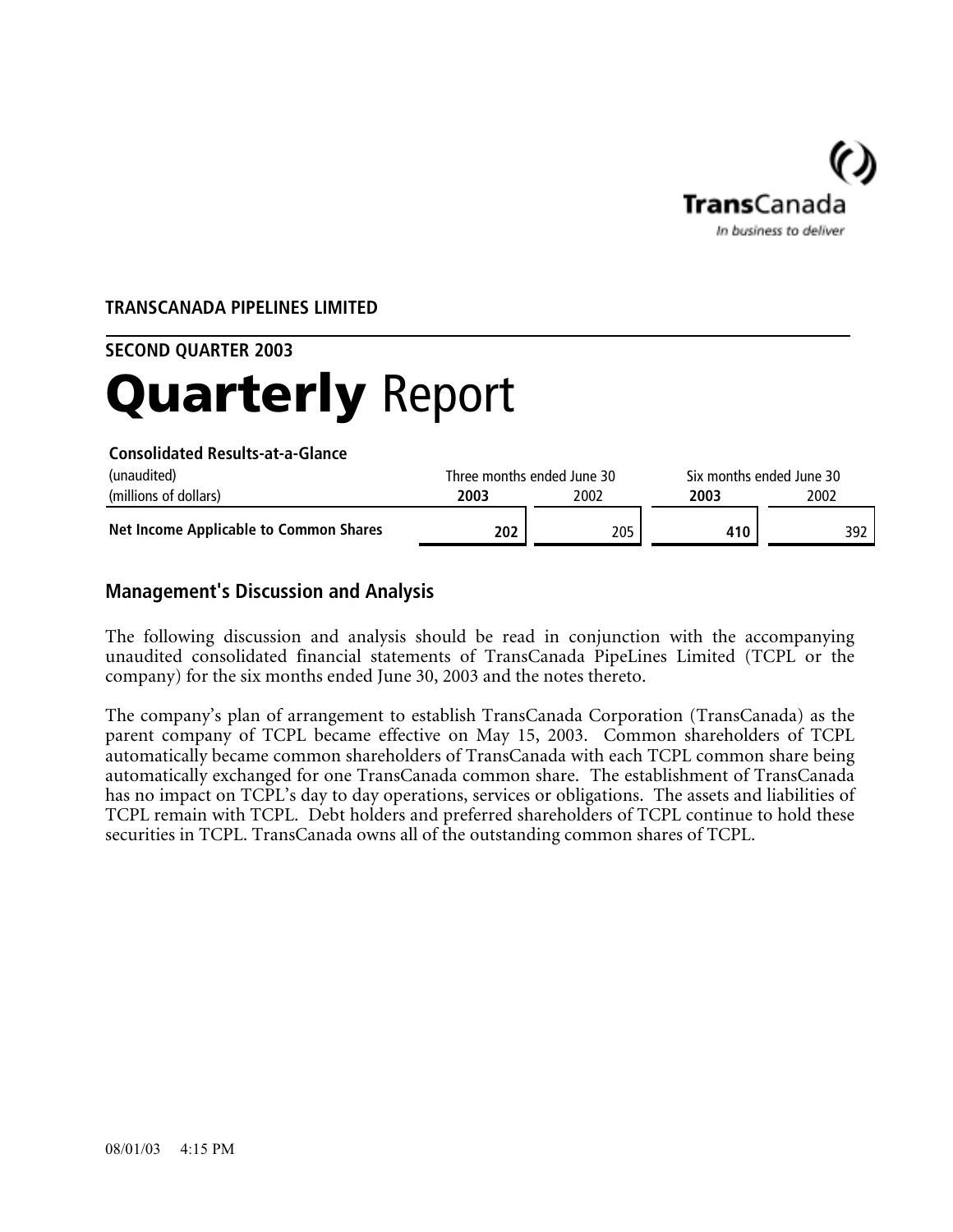TransCanada
*In business to deliver*

**TRANSCANADA PIPELINES LIMITED**

**SECOND QUARTER 2003**

# Quarterly Report

**Consolidated Results-at-a-Glance**

| (unaudited) | Three months ended June 30 | | Six months ended June 30 | |
|---|---|---|---|---|
| (millions of dollars) | **2003** | 2002 | **2003** | 2002 |
| **Net Income Applicable to Common Shares** | **202** | 205 | **410** | 392 |

## Management's Discussion and Analysis

The following discussion and analysis should be read in conjunction with the accompanying unaudited consolidated financial statements of TransCanada PipeLines Limited (TCPL or the company) for the six months ended June 30, 2003 and the notes thereto.

The company's plan of arrangement to establish TransCanada Corporation (TransCanada) as the parent company of TCPL became effective on May 15, 2003. Common shareholders of TCPL automatically became common shareholders of TransCanada with each TCPL common share being automatically exchanged for one TransCanada common share. The establishment of TransCanada has no impact on TCPL's day to day operations, services or obligations. The assets and liabilities of TCPL remain with TCPL. Debt holders and preferred shareholders of TCPL continue to hold these securities in TCPL. TransCanada owns all of the outstanding common shares of TCPL.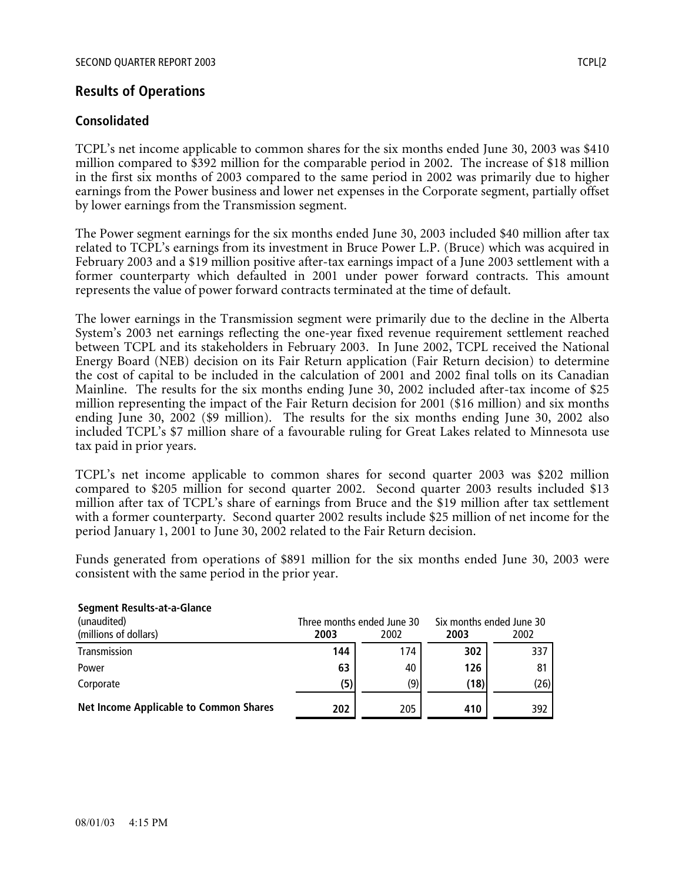## Results of Operations

### Consolidated

TCPL's net income applicable to common shares for the six months ended June 30, 2003 was $410 million compared to $392 million for the comparable period in 2002. The increase of $18 million in the first six months of 2003 compared to the same period in 2002 was primarily due to higher earnings from the Power business and lower net expenses in the Corporate segment, partially offset by lower earnings from the Transmission segment.

The Power segment earnings for the six months ended June 30, 2003 included $40 million after tax related to TCPL's earnings from its investment in Bruce Power L.P. (Bruce) which was acquired in February 2003 and a $19 million positive after-tax earnings impact of a June 2003 settlement with a former counterparty which defaulted in 2001 under power forward contracts. This amount represents the value of power forward contracts terminated at the time of default.

The lower earnings in the Transmission segment were primarily due to the decline in the Alberta System's 2003 net earnings reflecting the one-year fixed revenue requirement settlement reached between TCPL and its stakeholders in February 2003. In June 2002, TCPL received the National Energy Board (NEB) decision on its Fair Return application (Fair Return decision) to determine the cost of capital to be included in the calculation of 2001 and 2002 final tolls on its Canadian Mainline. The results for the six months ending June 30, 2002 included after-tax income of $25 million representing the impact of the Fair Return decision for 2001 ($16 million) and six months ending June 30, 2002 ($9 million). The results for the six months ending June 30, 2002 also included TCPL's $7 million share of a favourable ruling for Great Lakes related to Minnesota use tax paid in prior years.

TCPL's net income applicable to common shares for second quarter 2003 was $202 million compared to $205 million for second quarter 2002. Second quarter 2003 results included $13 million after tax of TCPL's share of earnings from Bruce and the $19 million after tax settlement with a former counterparty. Second quarter 2002 results include $25 million of net income for the period January 1, 2001 to June 30, 2002 related to the Fair Return decision.

Funds generated from operations of $891 million for the six months ended June 30, 2003 were consistent with the same period in the prior year.

**Segment Results-at-a-Glance**

| (unaudited) (millions of dollars) | Three months ended June 30 2003 | 2002 | Six months ended June 30 2003 | 2002 |
|---|---|---|---|---|
| Transmission | **144** | 174 | **302** | 337 |
| Power | **63** | 40 | **126** | 81 |
| Corporate | **(5)** | (9) | **(18)** | (26) |
| **Net Income Applicable to Common Shares** | **202** | 205 | **410** | 392 |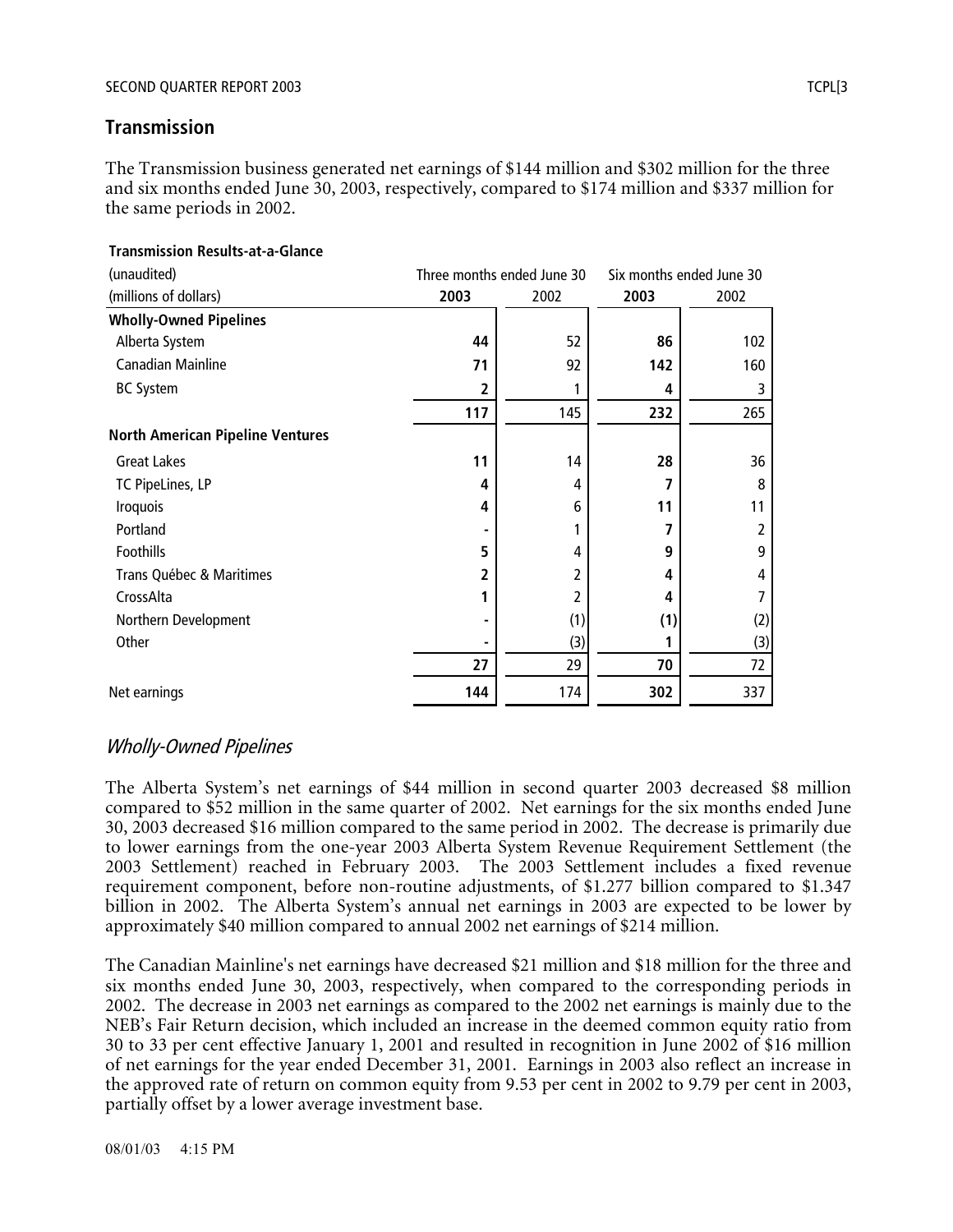## Transmission

The Transmission business generated net earnings of $144 million and $302 million for the three and six months ended June 30, 2003, respectively, compared to $174 million and $337 million for the same periods in 2002.

**Transmission Results-at-a-Glance**

| (unaudited) | Three months ended June 30 | | Six months ended June 30 | |
|---|---|---|---|---|
| (millions of dollars) | **2003** | 2002 | **2003** | 2002 |
| **Wholly-Owned Pipelines** | | | | |
| Alberta System | **44** | 52 | **86** | 102 |
| Canadian Mainline | **71** | 92 | **142** | 160 |
| BC System | **2** | 1 | **4** | 3 |
| | **117** | 145 | **232** | 265 |
| **North American Pipeline Ventures** | | | | |
| Great Lakes | **11** | 14 | **28** | 36 |
| TC PipeLines, LP | **4** | 4 | **7** | 8 |
| Iroquois | **4** | 6 | **11** | 11 |
| Portland | **-** | 1 | **7** | 2 |
| Foothills | **5** | 4 | **9** | 9 |
| Trans Québec & Maritimes | **2** | 2 | **4** | 4 |
| CrossAlta | **1** | 2 | **4** | 7 |
| Northern Development | **-** | (1) | **(1)** | (2) |
| Other | **-** | (3) | **1** | (3) |
| | **27** | 29 | **70** | 72 |
| Net earnings | **144** | 174 | **302** | 337 |

### *Wholly-Owned Pipelines*

The Alberta System's net earnings of $44 million in second quarter 2003 decreased $8 million compared to $52 million in the same quarter of 2002. Net earnings for the six months ended June 30, 2003 decreased $16 million compared to the same period in 2002. The decrease is primarily due to lower earnings from the one-year 2003 Alberta System Revenue Requirement Settlement (the 2003 Settlement) reached in February 2003. The 2003 Settlement includes a fixed revenue requirement component, before non-routine adjustments, of $1.277 billion compared to $1.347 billion in 2002. The Alberta System's annual net earnings in 2003 are expected to be lower by approximately $40 million compared to annual 2002 net earnings of $214 million.

The Canadian Mainline's net earnings have decreased $21 million and $18 million for the three and six months ended June 30, 2003, respectively, when compared to the corresponding periods in 2002. The decrease in 2003 net earnings as compared to the 2002 net earnings is mainly due to the NEB's Fair Return decision, which included an increase in the deemed common equity ratio from 30 to 33 per cent effective January 1, 2001 and resulted in recognition in June 2002 of $16 million of net earnings for the year ended December 31, 2001. Earnings in 2003 also reflect an increase in the approved rate of return on common equity from 9.53 per cent in 2002 to 9.79 per cent in 2003, partially offset by a lower average investment base.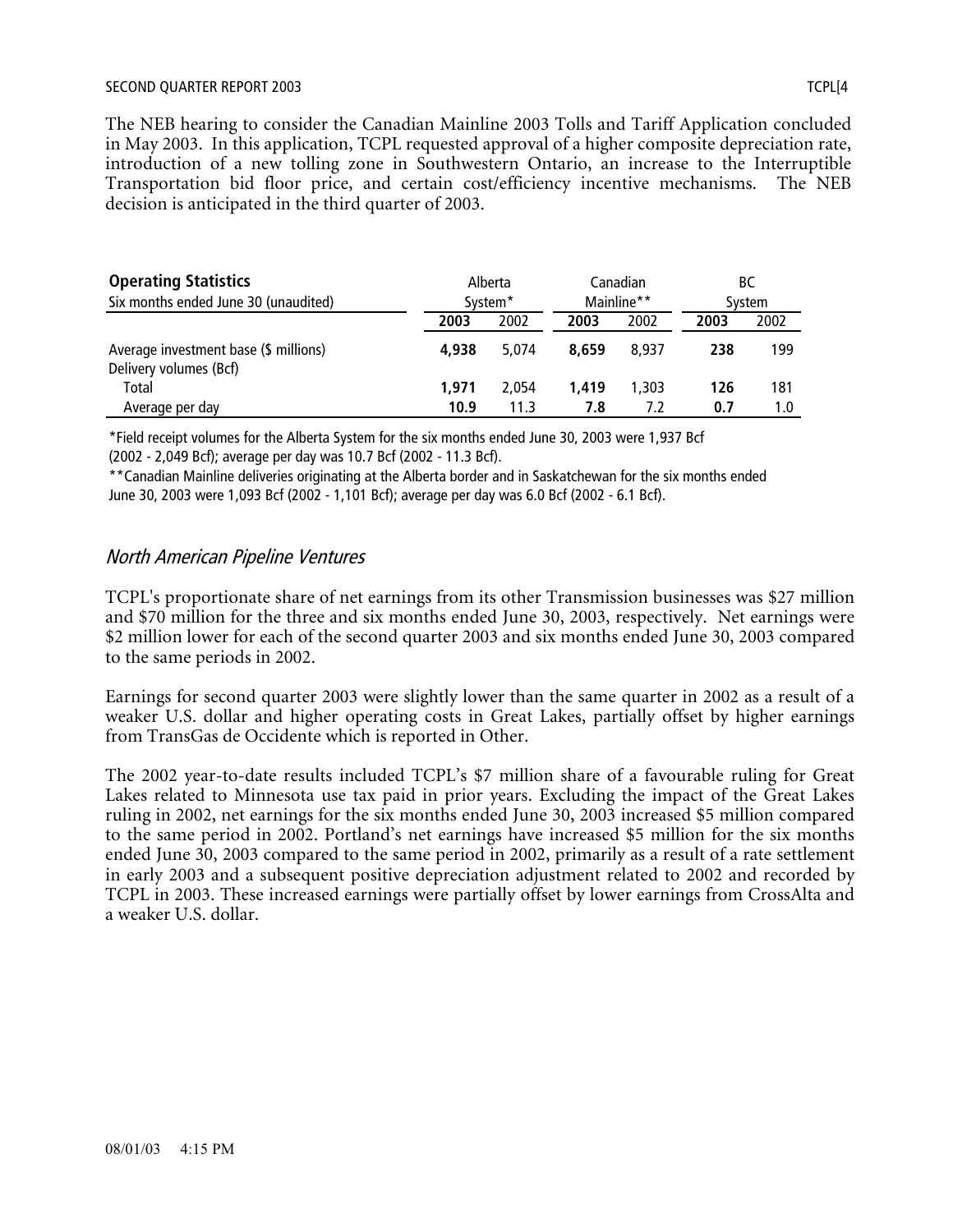The NEB hearing to consider the Canadian Mainline 2003 Tolls and Tariff Application concluded in May 2003. In this application, TCPL requested approval of a higher composite depreciation rate, introduction of a new tolling zone in Southwestern Ontario, an increase to the Interruptible Transportation bid floor price, and certain cost/efficiency incentive mechanisms. The NEB decision is anticipated in the third quarter of 2003.

| **Operating Statistics**<br>Six months ended June 30 (unaudited) | Alberta System* | | Canadian Mainline** | | BC System | |
|---|---|---|---|---|---|---|
| | **2003** | 2002 | **2003** | 2002 | **2003** | 2002 |
| Average investment base ($ millions) | **4,938** | 5,074 | **8,659** | 8,937 | **238** | 199 |
| Delivery volumes (Bcf) | | | | | | |
| Total | **1,971** | 2,054 | **1,419** | 1,303 | **126** | 181 |
| Average per day | **10.9** | 11.3 | **7.8** | 7.2 | **0.7** | 1.0 |

*Field receipt volumes for the Alberta System for the six months ended June 30, 2003 were 1,937 Bcf (2002 - 2,049 Bcf); average per day was 10.7 Bcf (2002 - 11.3 Bcf).

**Canadian Mainline deliveries originating at the Alberta border and in Saskatchewan for the six months ended June 30, 2003 were 1,093 Bcf (2002 - 1,101 Bcf); average per day was 6.0 Bcf (2002 - 6.1 Bcf).

### *North American Pipeline Ventures*

TCPL's proportionate share of net earnings from its other Transmission businesses was $27 million and $70 million for the three and six months ended June 30, 2003, respectively. Net earnings were $2 million lower for each of the second quarter 2003 and six months ended June 30, 2003 compared to the same periods in 2002.

Earnings for second quarter 2003 were slightly lower than the same quarter in 2002 as a result of a weaker U.S. dollar and higher operating costs in Great Lakes, partially offset by higher earnings from TransGas de Occidente which is reported in Other.

The 2002 year-to-date results included TCPL's $7 million share of a favourable ruling for Great Lakes related to Minnesota use tax paid in prior years. Excluding the impact of the Great Lakes ruling in 2002, net earnings for the six months ended June 30, 2003 increased $5 million compared to the same period in 2002. Portland's net earnings have increased $5 million for the six months ended June 30, 2003 compared to the same period in 2002, primarily as a result of a rate settlement in early 2003 and a subsequent positive depreciation adjustment related to 2002 and recorded by TCPL in 2003. These increased earnings were partially offset by lower earnings from CrossAlta and a weaker U.S. dollar.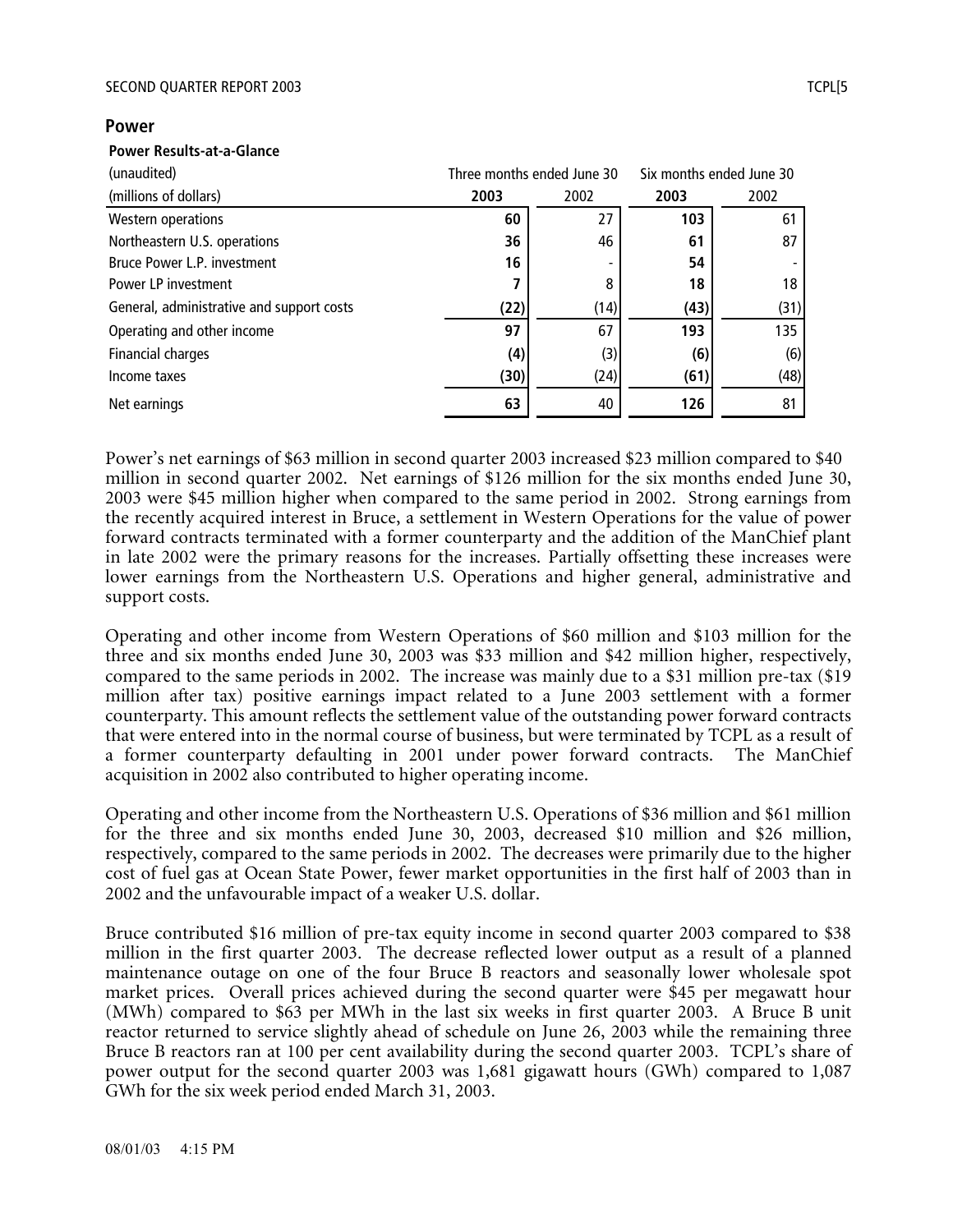## Power

**Power Results-at-a-Glance**

| (unaudited) | Three months ended June 30 | | Six months ended June 30 | |
|---|---|---|---|---|
| (millions of dollars) | **2003** | 2002 | **2003** | 2002 |
| Western operations | **60** | 27 | **103** | 61 |
| Northeastern U.S. operations | **36** | 46 | **61** | 87 |
| Bruce Power L.P. investment | **16** | - | **54** | - |
| Power LP investment | **7** | 8 | **18** | 18 |
| General, administrative and support costs | **(22)** | (14) | **(43)** | (31) |
| Operating and other income | **97** | 67 | **193** | 135 |
| Financial charges | **(4)** | (3) | **(6)** | (6) |
| Income taxes | **(30)** | (24) | **(61)** | (48) |
| Net earnings | **63** | 40 | **126** | 81 |

Power's net earnings of $63 million in second quarter 2003 increased $23 million compared to $40 million in second quarter 2002. Net earnings of $126 million for the six months ended June 30, 2003 were $45 million higher when compared to the same period in 2002. Strong earnings from the recently acquired interest in Bruce, a settlement in Western Operations for the value of power forward contracts terminated with a former counterparty and the addition of the ManChief plant in late 2002 were the primary reasons for the increases. Partially offsetting these increases were lower earnings from the Northeastern U.S. Operations and higher general, administrative and support costs.

Operating and other income from Western Operations of $60 million and $103 million for the three and six months ended June 30, 2003 was $33 million and $42 million higher, respectively, compared to the same periods in 2002. The increase was mainly due to a $31 million pre-tax ($19 million after tax) positive earnings impact related to a June 2003 settlement with a former counterparty. This amount reflects the settlement value of the outstanding power forward contracts that were entered into in the normal course of business, but were terminated by TCPL as a result of a former counterparty defaulting in 2001 under power forward contracts. The ManChief acquisition in 2002 also contributed to higher operating income.

Operating and other income from the Northeastern U.S. Operations of $36 million and $61 million for the three and six months ended June 30, 2003, decreased $10 million and $26 million, respectively, compared to the same periods in 2002. The decreases were primarily due to the higher cost of fuel gas at Ocean State Power, fewer market opportunities in the first half of 2003 than in 2002 and the unfavourable impact of a weaker U.S. dollar.

Bruce contributed $16 million of pre-tax equity income in second quarter 2003 compared to $38 million in the first quarter 2003. The decrease reflected lower output as a result of a planned maintenance outage on one of the four Bruce B reactors and seasonally lower wholesale spot market prices. Overall prices achieved during the second quarter were $45 per megawatt hour (MWh) compared to $63 per MWh in the last six weeks in first quarter 2003. A Bruce B unit reactor returned to service slightly ahead of schedule on June 26, 2003 while the remaining three Bruce B reactors ran at 100 per cent availability during the second quarter 2003. TCPL's share of power output for the second quarter 2003 was 1,681 gigawatt hours (GWh) compared to 1,087 GWh for the six week period ended March 31, 2003.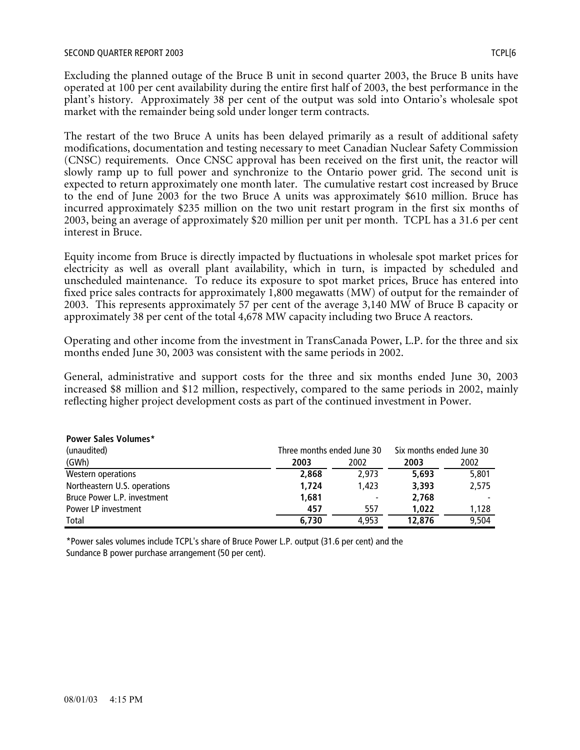Excluding the planned outage of the Bruce B unit in second quarter 2003, the Bruce B units have operated at 100 per cent availability during the entire first half of 2003, the best performance in the plant's history. Approximately 38 per cent of the output was sold into Ontario's wholesale spot market with the remainder being sold under longer term contracts.

The restart of the two Bruce A units has been delayed primarily as a result of additional safety modifications, documentation and testing necessary to meet Canadian Nuclear Safety Commission (CNSC) requirements. Once CNSC approval has been received on the first unit, the reactor will slowly ramp up to full power and synchronize to the Ontario power grid. The second unit is expected to return approximately one month later. The cumulative restart cost increased by Bruce to the end of June 2003 for the two Bruce A units was approximately $610 million. Bruce has incurred approximately $235 million on the two unit restart program in the first six months of 2003, being an average of approximately $20 million per unit per month. TCPL has a 31.6 per cent interest in Bruce.

Equity income from Bruce is directly impacted by fluctuations in wholesale spot market prices for electricity as well as overall plant availability, which in turn, is impacted by scheduled and unscheduled maintenance. To reduce its exposure to spot market prices, Bruce has entered into fixed price sales contracts for approximately 1,800 megawatts (MW) of output for the remainder of 2003. This represents approximately 57 per cent of the average 3,140 MW of Bruce B capacity or approximately 38 per cent of the total 4,678 MW capacity including two Bruce A reactors.

Operating and other income from the investment in TransCanada Power, L.P. for the three and six months ended June 30, 2003 was consistent with the same periods in 2002.

General, administrative and support costs for the three and six months ended June 30, 2003 increased $8 million and $12 million, respectively, compared to the same periods in 2002, mainly reflecting higher project development costs as part of the continued investment in Power.

**Power Sales Volumes***

| (unaudited) | Three months ended June 30 | | Six months ended June 30 | |
|---|---|---|---|---|
| (GWh) | **2003** | 2002 | **2003** | 2002 |
| Western operations | **2,868** | 2,973 | **5,693** | 5,801 |
| Northeastern U.S. operations | **1,724** | 1,423 | **3,393** | 2,575 |
| Bruce Power L.P. investment | **1,681** | - | **2,768** | - |
| Power LP investment | **457** | 557 | **1,022** | 1,128 |
| Total | **6,730** | 4,953 | **12,876** | 9,504 |

*Power sales volumes include TCPL's share of Bruce Power L.P. output (31.6 per cent) and the Sundance B power purchase arrangement (50 per cent).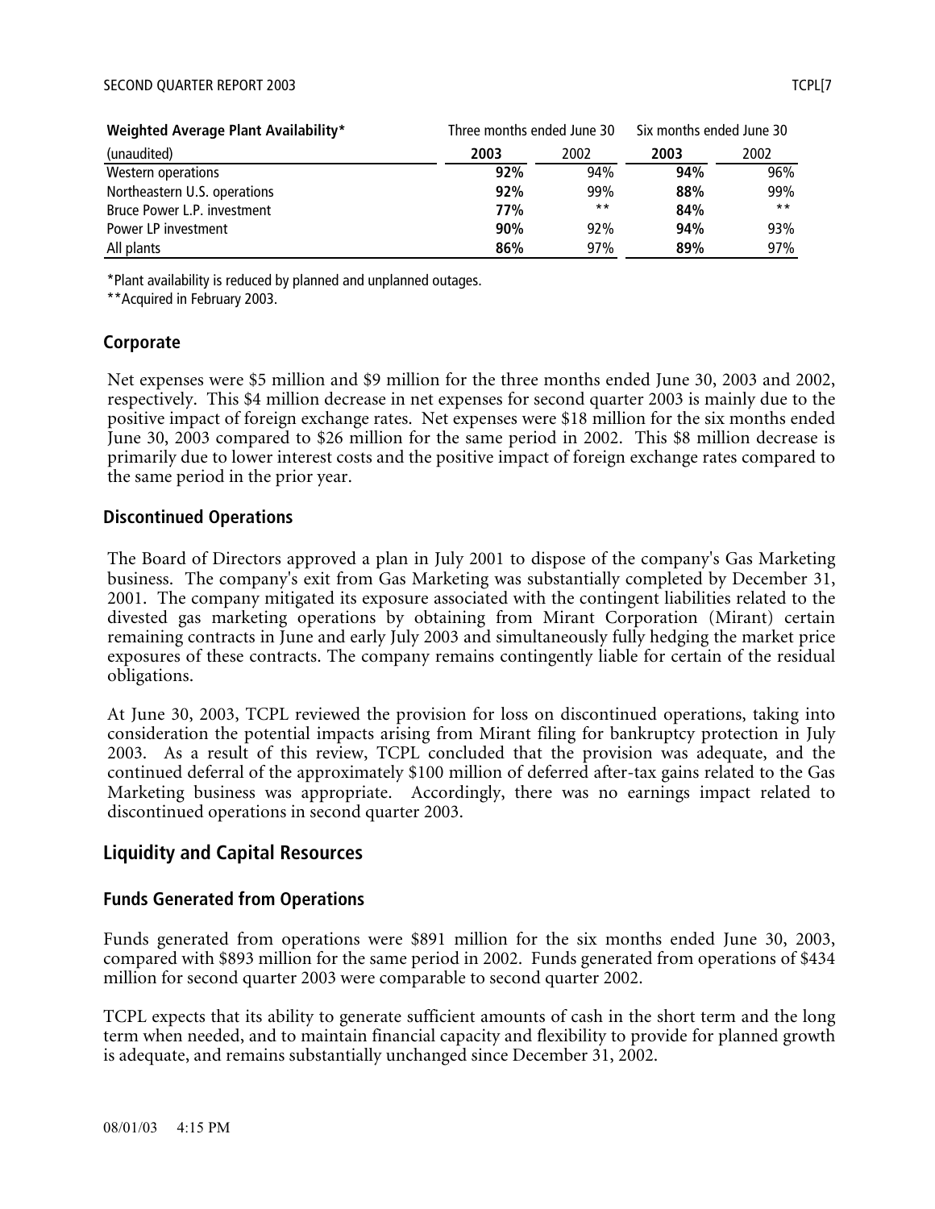| Weighted Average Plant Availability* | Three months ended June 30 | | Six months ended June 30 | |
|---|---|---|---|---|
| (unaudited) | **2003** | 2002 | **2003** | 2002 |
| Western operations | **92%** | 94% | **94%** | 96% |
| Northeastern U.S. operations | **92%** | 99% | **88%** | 99% |
| Bruce Power L.P. investment | **77%** | ** | **84%** | ** |
| Power LP investment | **90%** | 92% | **94%** | 93% |
| All plants | **86%** | 97% | **89%** | 97% |

*Plant availability is reduced by planned and unplanned outages.

**Acquired in February 2003.

### Corporate

Net expenses were $5 million and $9 million for the three months ended June 30, 2003 and 2002, respectively. This $4 million decrease in net expenses for second quarter 2003 is mainly due to the positive impact of foreign exchange rates. Net expenses were $18 million for the six months ended June 30, 2003 compared to $26 million for the same period in 2002. This $8 million decrease is primarily due to lower interest costs and the positive impact of foreign exchange rates compared to the same period in the prior year.

### Discontinued Operations

The Board of Directors approved a plan in July 2001 to dispose of the company's Gas Marketing business. The company's exit from Gas Marketing was substantially completed by December 31, 2001. The company mitigated its exposure associated with the contingent liabilities related to the divested gas marketing operations by obtaining from Mirant Corporation (Mirant) certain remaining contracts in June and early July 2003 and simultaneously fully hedging the market price exposures of these contracts. The company remains contingently liable for certain of the residual obligations.

At June 30, 2003, TCPL reviewed the provision for loss on discontinued operations, taking into consideration the potential impacts arising from Mirant filing for bankruptcy protection in July 2003. As a result of this review, TCPL concluded that the provision was adequate, and the continued deferral of the approximately $100 million of deferred after-tax gains related to the Gas Marketing business was appropriate. Accordingly, there was no earnings impact related to discontinued operations in second quarter 2003.

## Liquidity and Capital Resources

### Funds Generated from Operations

Funds generated from operations were $891 million for the six months ended June 30, 2003, compared with $893 million for the same period in 2002. Funds generated from operations of $434 million for second quarter 2003 were comparable to second quarter 2002.

TCPL expects that its ability to generate sufficient amounts of cash in the short term and the long term when needed, and to maintain financial capacity and flexibility to provide for planned growth is adequate, and remains substantially unchanged since December 31, 2002.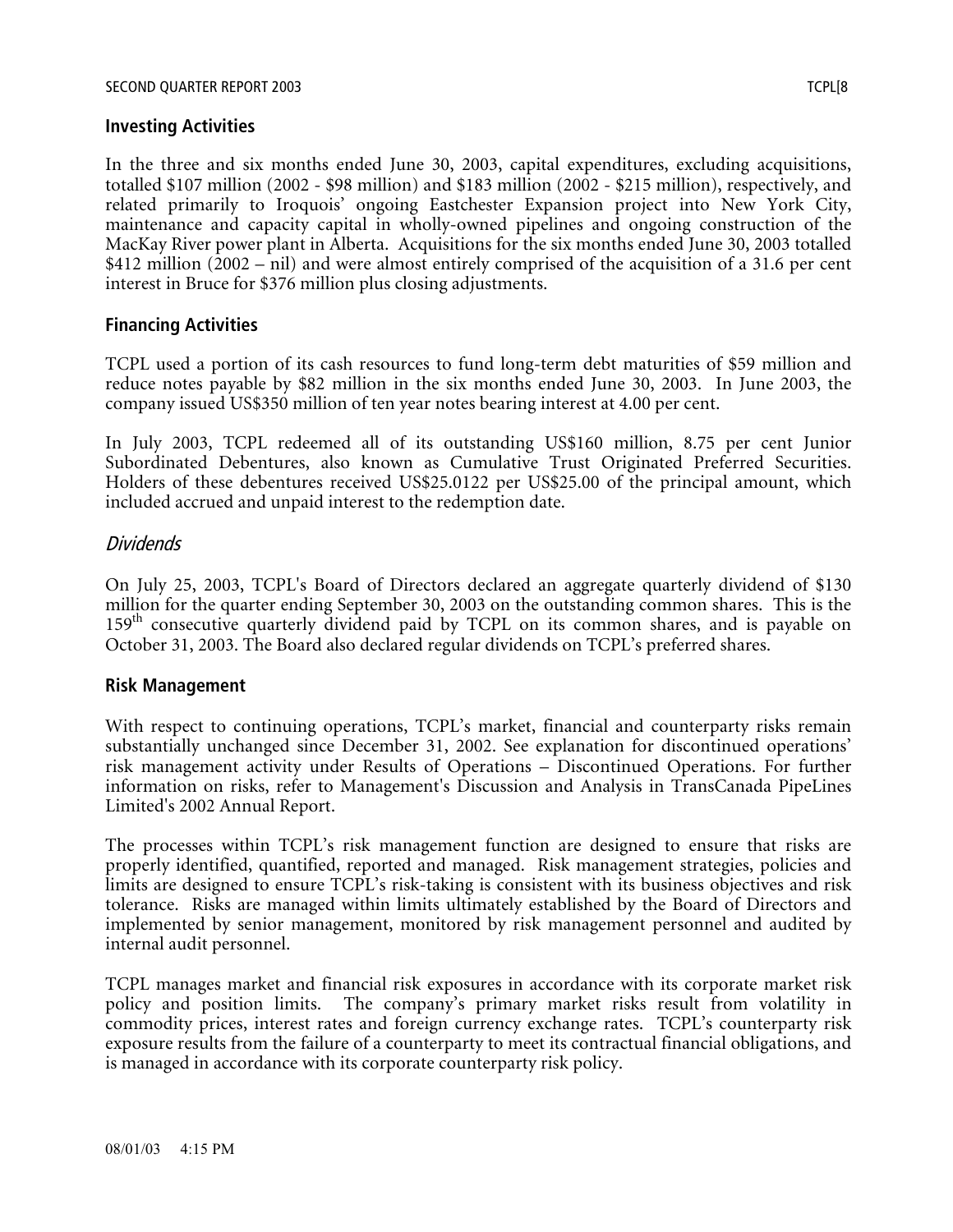## Investing Activities

In the three and six months ended June 30, 2003, capital expenditures, excluding acquisitions, totalled $107 million (2002 - $98 million) and $183 million (2002 - $215 million), respectively, and related primarily to Iroquois' ongoing Eastchester Expansion project into New York City, maintenance and capacity capital in wholly-owned pipelines and ongoing construction of the MacKay River power plant in Alberta. Acquisitions for the six months ended June 30, 2003 totalled $412 million (2002 – nil) and were almost entirely comprised of the acquisition of a 31.6 per cent interest in Bruce for $376 million plus closing adjustments.

## Financing Activities

TCPL used a portion of its cash resources to fund long-term debt maturities of $59 million and reduce notes payable by $82 million in the six months ended June 30, 2003. In June 2003, the company issued US$350 million of ten year notes bearing interest at 4.00 per cent.

In July 2003, TCPL redeemed all of its outstanding US$160 million, 8.75 per cent Junior Subordinated Debentures, also known as Cumulative Trust Originated Preferred Securities. Holders of these debentures received US$25.0122 per US$25.00 of the principal amount, which included accrued and unpaid interest to the redemption date.

### *Dividends*

On July 25, 2003, TCPL's Board of Directors declared an aggregate quarterly dividend of $130 million for the quarter ending September 30, 2003 on the outstanding common shares. This is the 159th consecutive quarterly dividend paid by TCPL on its common shares, and is payable on October 31, 2003. The Board also declared regular dividends on TCPL's preferred shares.

## Risk Management

With respect to continuing operations, TCPL's market, financial and counterparty risks remain substantially unchanged since December 31, 2002. See explanation for discontinued operations' risk management activity under Results of Operations – Discontinued Operations. For further information on risks, refer to Management's Discussion and Analysis in TransCanada PipeLines Limited's 2002 Annual Report.

The processes within TCPL's risk management function are designed to ensure that risks are properly identified, quantified, reported and managed. Risk management strategies, policies and limits are designed to ensure TCPL's risk-taking is consistent with its business objectives and risk tolerance. Risks are managed within limits ultimately established by the Board of Directors and implemented by senior management, monitored by risk management personnel and audited by internal audit personnel.

TCPL manages market and financial risk exposures in accordance with its corporate market risk policy and position limits. The company's primary market risks result from volatility in commodity prices, interest rates and foreign currency exchange rates. TCPL's counterparty risk exposure results from the failure of a counterparty to meet its contractual financial obligations, and is managed in accordance with its corporate counterparty risk policy.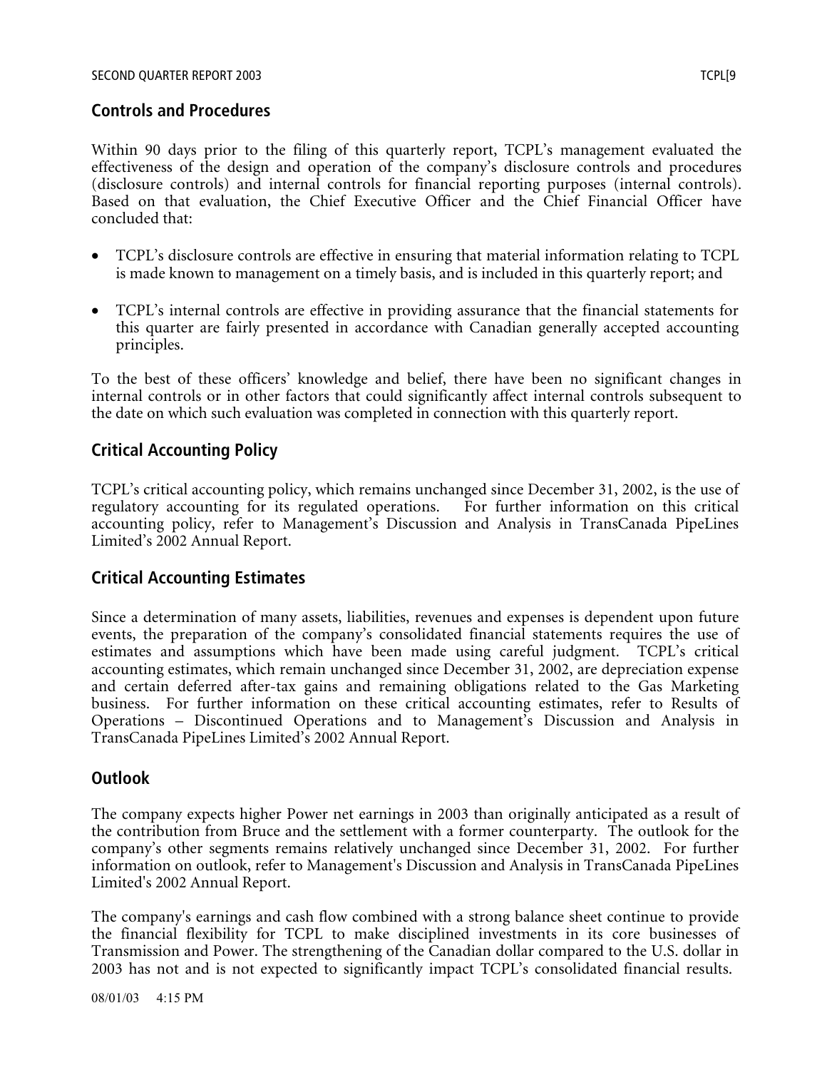## Controls and Procedures

Within 90 days prior to the filing of this quarterly report, TCPL's management evaluated the effectiveness of the design and operation of the company's disclosure controls and procedures (disclosure controls) and internal controls for financial reporting purposes (internal controls). Based on that evaluation, the Chief Executive Officer and the Chief Financial Officer have concluded that:

- TCPL's disclosure controls are effective in ensuring that material information relating to TCPL is made known to management on a timely basis, and is included in this quarterly report; and
- TCPL's internal controls are effective in providing assurance that the financial statements for this quarter are fairly presented in accordance with Canadian generally accepted accounting principles.

To the best of these officers' knowledge and belief, there have been no significant changes in internal controls or in other factors that could significantly affect internal controls subsequent to the date on which such evaluation was completed in connection with this quarterly report.

## Critical Accounting Policy

TCPL's critical accounting policy, which remains unchanged since December 31, 2002, is the use of regulatory accounting for its regulated operations. For further information on this critical accounting policy, refer to Management's Discussion and Analysis in TransCanada PipeLines Limited's 2002 Annual Report.

## Critical Accounting Estimates

Since a determination of many assets, liabilities, revenues and expenses is dependent upon future events, the preparation of the company's consolidated financial statements requires the use of estimates and assumptions which have been made using careful judgment. TCPL's critical accounting estimates, which remain unchanged since December 31, 2002, are depreciation expense and certain deferred after-tax gains and remaining obligations related to the Gas Marketing business. For further information on these critical accounting estimates, refer to Results of Operations – Discontinued Operations and to Management's Discussion and Analysis in TransCanada PipeLines Limited's 2002 Annual Report.

## Outlook

The company expects higher Power net earnings in 2003 than originally anticipated as a result of the contribution from Bruce and the settlement with a former counterparty. The outlook for the company's other segments remains relatively unchanged since December 31, 2002. For further information on outlook, refer to Management's Discussion and Analysis in TransCanada PipeLines Limited's 2002 Annual Report.

The company's earnings and cash flow combined with a strong balance sheet continue to provide the financial flexibility for TCPL to make disciplined investments in its core businesses of Transmission and Power. The strengthening of the Canadian dollar compared to the U.S. dollar in 2003 has not and is not expected to significantly impact TCPL's consolidated financial results.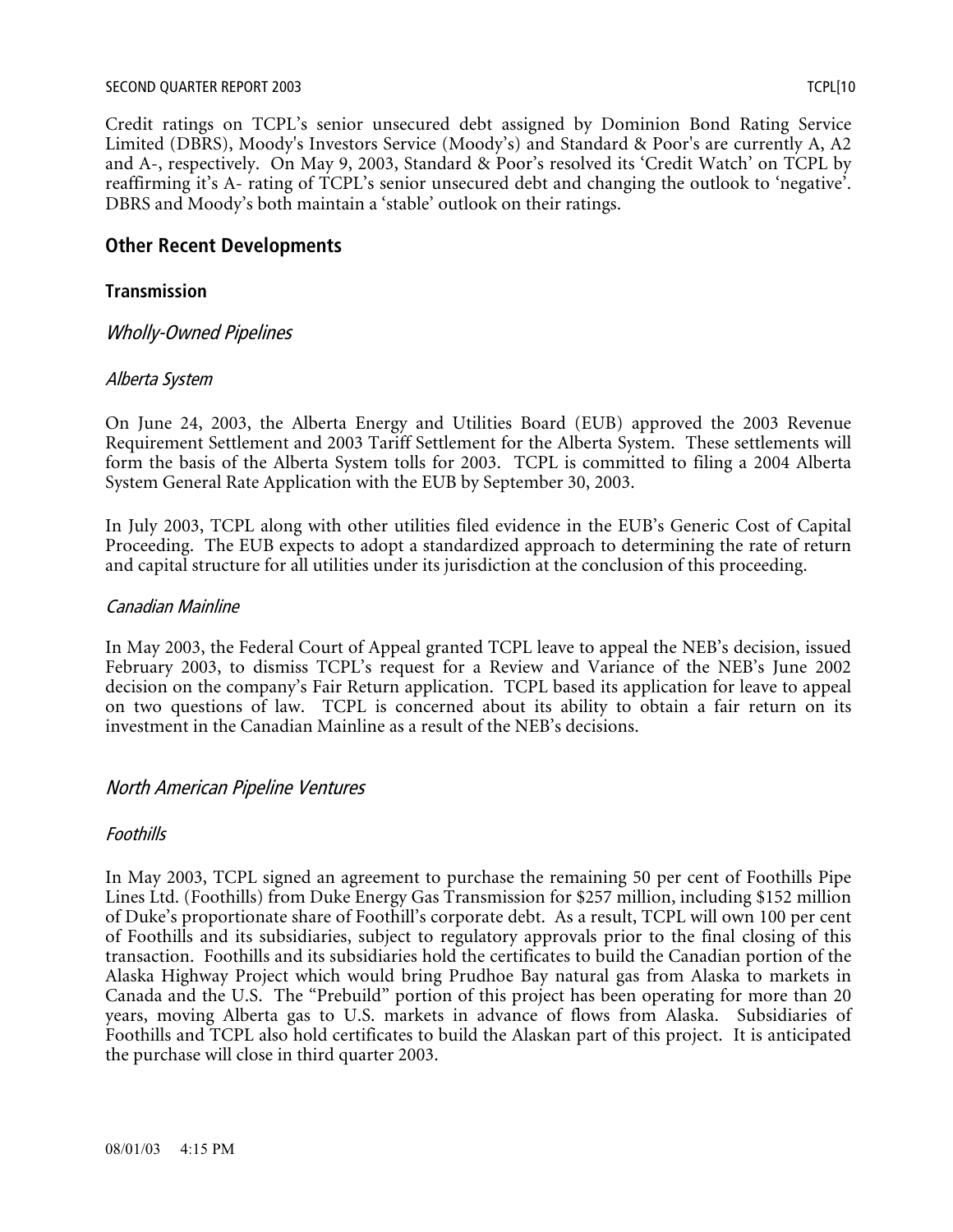Credit ratings on TCPL's senior unsecured debt assigned by Dominion Bond Rating Service Limited (DBRS), Moody's Investors Service (Moody's) and Standard & Poor's are currently A, A2 and A-, respectively. On May 9, 2003, Standard & Poor's resolved its 'Credit Watch' on TCPL by reaffirming it's A- rating of TCPL's senior unsecured debt and changing the outlook to 'negative'. DBRS and Moody's both maintain a 'stable' outlook on their ratings.

## Other Recent Developments

### Transmission

#### *Wholly-Owned Pipelines*

##### *Alberta System*

On June 24, 2003, the Alberta Energy and Utilities Board (EUB) approved the 2003 Revenue Requirement Settlement and 2003 Tariff Settlement for the Alberta System. These settlements will form the basis of the Alberta System tolls for 2003. TCPL is committed to filing a 2004 Alberta System General Rate Application with the EUB by September 30, 2003.

In July 2003, TCPL along with other utilities filed evidence in the EUB's Generic Cost of Capital Proceeding. The EUB expects to adopt a standardized approach to determining the rate of return and capital structure for all utilities under its jurisdiction at the conclusion of this proceeding.

##### *Canadian Mainline*

In May 2003, the Federal Court of Appeal granted TCPL leave to appeal the NEB's decision, issued February 2003, to dismiss TCPL's request for a Review and Variance of the NEB's June 2002 decision on the company's Fair Return application. TCPL based its application for leave to appeal on two questions of law. TCPL is concerned about its ability to obtain a fair return on its investment in the Canadian Mainline as a result of the NEB's decisions.

#### *North American Pipeline Ventures*

##### *Foothills*

In May 2003, TCPL signed an agreement to purchase the remaining 50 per cent of Foothills Pipe Lines Ltd. (Foothills) from Duke Energy Gas Transmission for $257 million, including $152 million of Duke's proportionate share of Foothill's corporate debt. As a result, TCPL will own 100 per cent of Foothills and its subsidiaries, subject to regulatory approvals prior to the final closing of this transaction. Foothills and its subsidiaries hold the certificates to build the Canadian portion of the Alaska Highway Project which would bring Prudhoe Bay natural gas from Alaska to markets in Canada and the U.S. The "Prebuild" portion of this project has been operating for more than 20 years, moving Alberta gas to U.S. markets in advance of flows from Alaska. Subsidiaries of Foothills and TCPL also hold certificates to build the Alaskan part of this project. It is anticipated the purchase will close in third quarter 2003.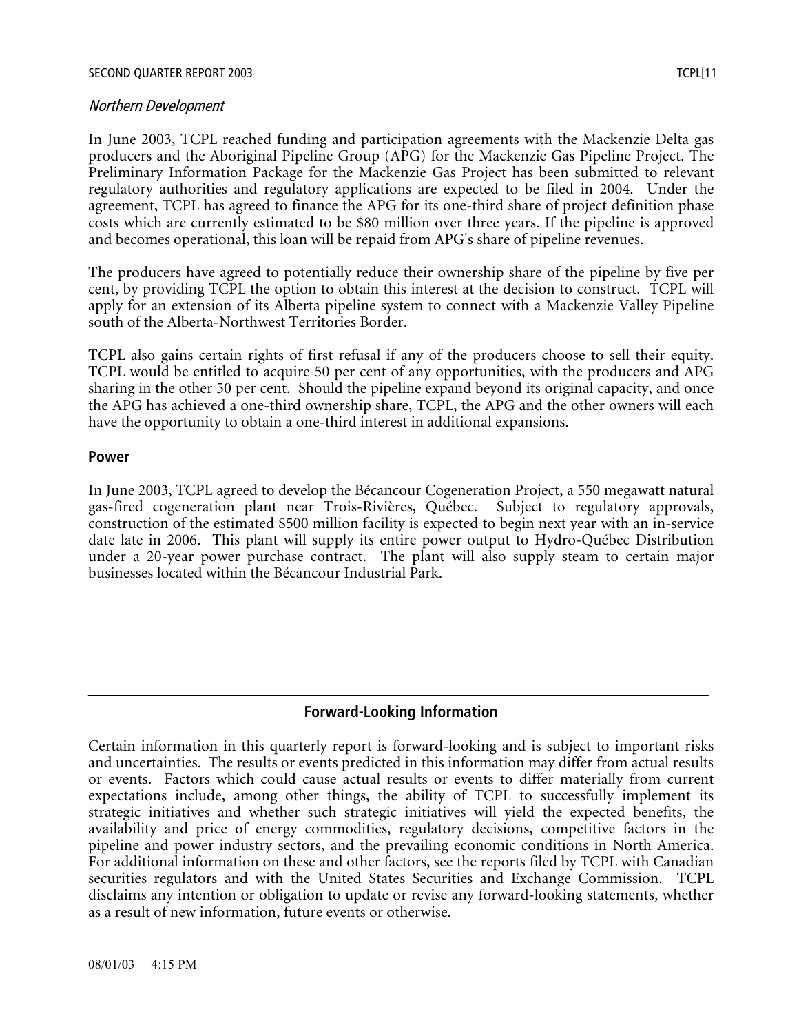*Northern Development*

In June 2003, TCPL reached funding and participation agreements with the Mackenzie Delta gas producers and the Aboriginal Pipeline Group (APG) for the Mackenzie Gas Pipeline Project. The Preliminary Information Package for the Mackenzie Gas Project has been submitted to relevant regulatory authorities and regulatory applications are expected to be filed in 2004. Under the agreement, TCPL has agreed to finance the APG for its one-third share of project definition phase costs which are currently estimated to be $80 million over three years. If the pipeline is approved and becomes operational, this loan will be repaid from APG's share of pipeline revenues.

The producers have agreed to potentially reduce their ownership share of the pipeline by five per cent, by providing TCPL the option to obtain this interest at the decision to construct. TCPL will apply for an extension of its Alberta pipeline system to connect with a Mackenzie Valley Pipeline south of the Alberta-Northwest Territories Border.

TCPL also gains certain rights of first refusal if any of the producers choose to sell their equity. TCPL would be entitled to acquire 50 per cent of any opportunities, with the producers and APG sharing in the other 50 per cent. Should the pipeline expand beyond its original capacity, and once the APG has achieved a one-third ownership share, TCPL, the APG and the other owners will each have the opportunity to obtain a one-third interest in additional expansions.

**Power**

In June 2003, TCPL agreed to develop the Bécancour Cogeneration Project, a 550 megawatt natural gas-fired cogeneration plant near Trois-Rivières, Québec. Subject to regulatory approvals, construction of the estimated $500 million facility is expected to begin next year with an in-service date late in 2006. This plant will supply its entire power output to Hydro-Québec Distribution under a 20-year power purchase contract. The plant will also supply steam to certain major businesses located within the Bécancour Industrial Park.

---

## Forward-Looking Information

Certain information in this quarterly report is forward-looking and is subject to important risks and uncertainties. The results or events predicted in this information may differ from actual results or events. Factors which could cause actual results or events to differ materially from current expectations include, among other things, the ability of TCPL to successfully implement its strategic initiatives and whether such strategic initiatives will yield the expected benefits, the availability and price of energy commodities, regulatory decisions, competitive factors in the pipeline and power industry sectors, and the prevailing economic conditions in North America. For additional information on these and other factors, see the reports filed by TCPL with Canadian securities regulators and with the United States Securities and Exchange Commission. TCPL disclaims any intention or obligation to update or revise any forward-looking statements, whether as a result of new information, future events or otherwise.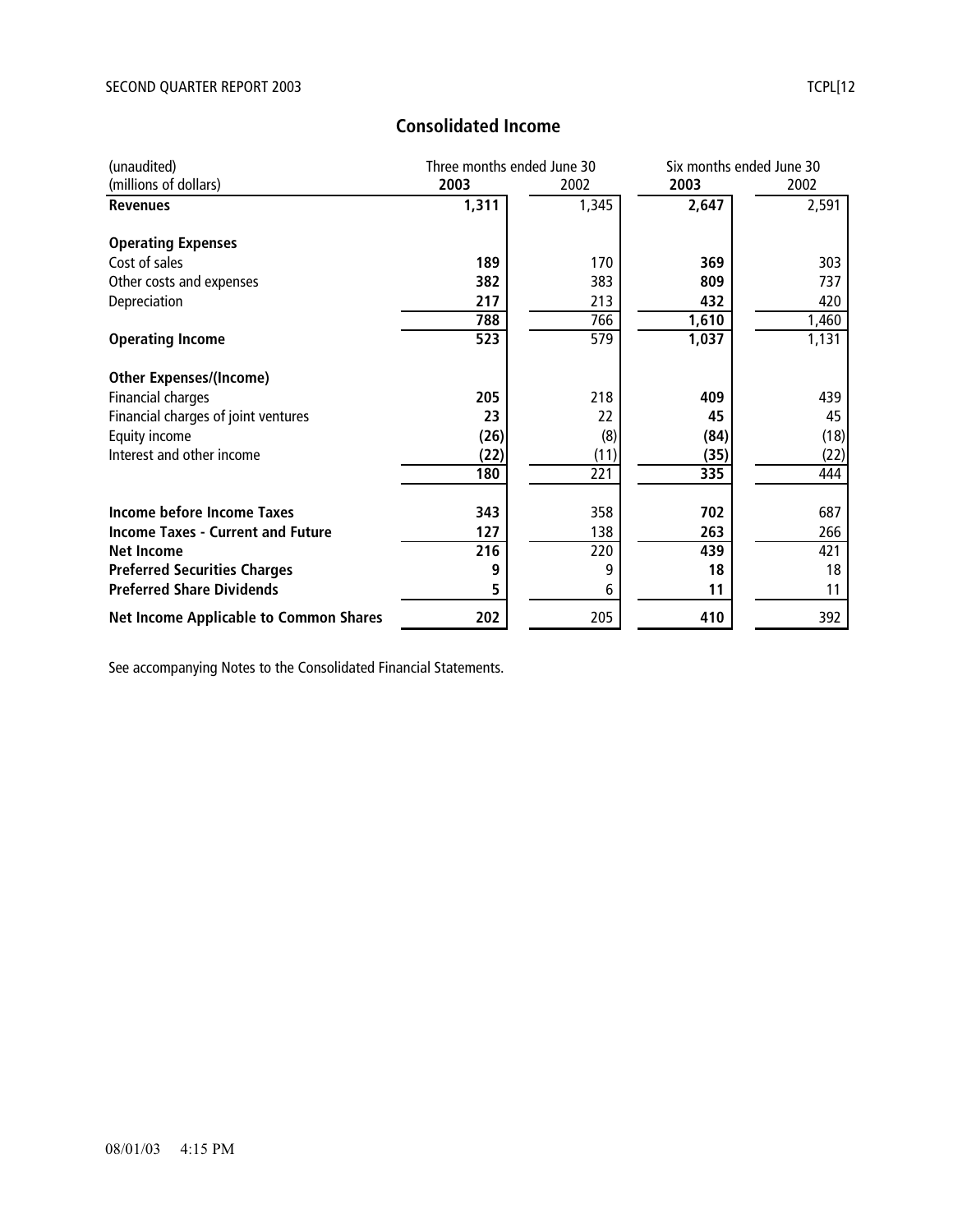## Consolidated Income

| (unaudited) (millions of dollars) | Three months ended June 30 | | Six months ended June 30 | |
|---|---|---|---|---|
| | **2003** | 2002 | **2003** | 2002 |
| **Revenues** | **1,311** | 1,345 | **2,647** | 2,591 |
| **Operating Expenses** | | | | |
| Cost of sales | **189** | 170 | **369** | 303 |
| Other costs and expenses | **382** | 383 | **809** | 737 |
| Depreciation | **217** | 213 | **432** | 420 |
| | **788** | 766 | **1,610** | 1,460 |
| **Operating Income** | **523** | 579 | **1,037** | 1,131 |
| **Other Expenses/(Income)** | | | | |
| Financial charges | **205** | 218 | **409** | 439 |
| Financial charges of joint ventures | **23** | 22 | **45** | 45 |
| Equity income | **(26)** | (8) | **(84)** | (18) |
| Interest and other income | **(22)** | (11) | **(35)** | (22) |
| | **180** | 221 | **335** | 444 |
| **Income before Income Taxes** | **343** | 358 | **702** | 687 |
| **Income Taxes - Current and Future** | **127** | 138 | **263** | 266 |
| **Net Income** | **216** | 220 | **439** | 421 |
| **Preferred Securities Charges** | **9** | 9 | **18** | 18 |
| **Preferred Share Dividends** | **5** | 6 | **11** | 11 |
| **Net Income Applicable to Common Shares** | **202** | 205 | **410** | 392 |

See accompanying Notes to the Consolidated Financial Statements.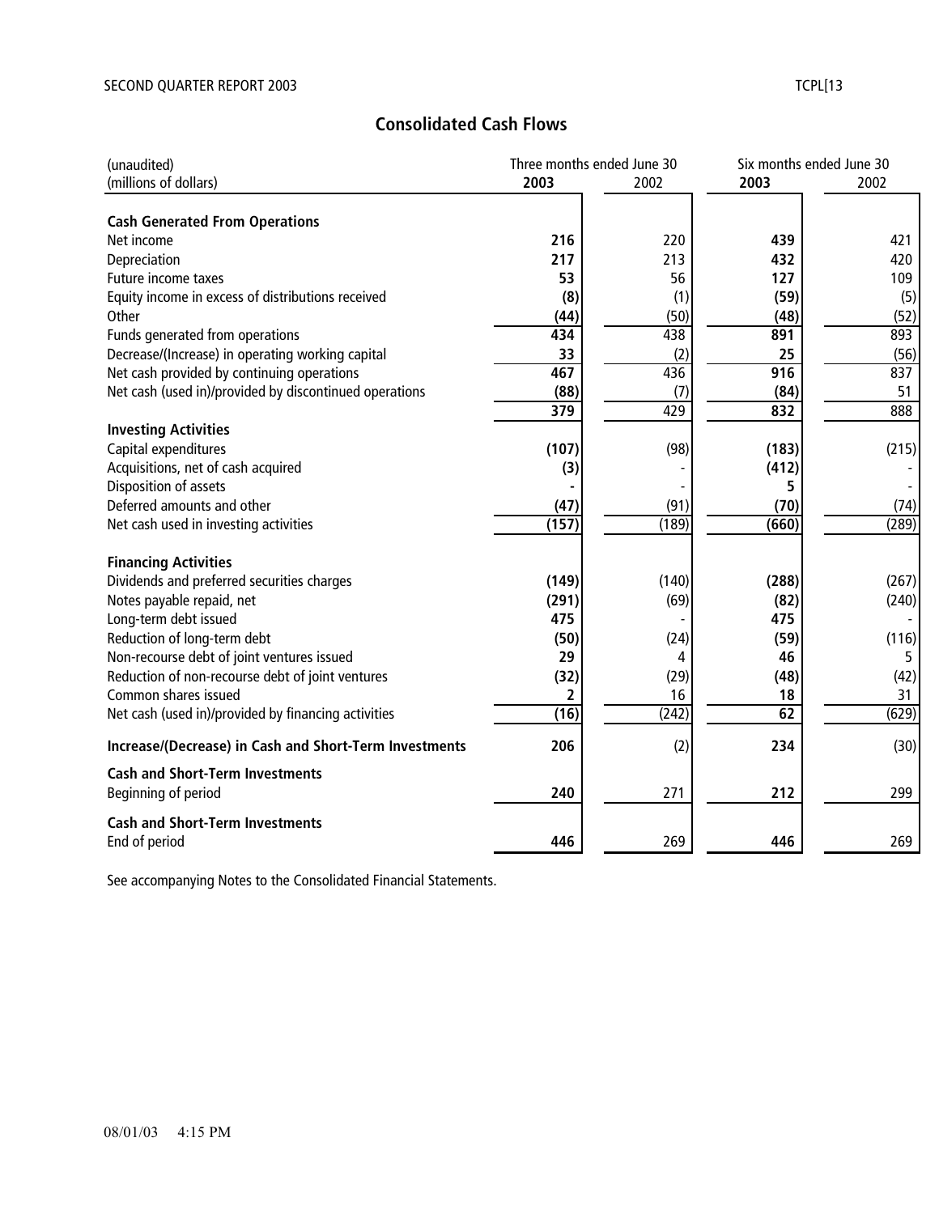## Consolidated Cash Flows

| (unaudited)<br>(millions of dollars) | Three months ended June 30 | | Six months ended June 30 | |
|---|---|---|---|---|
| | **2003** | 2002 | **2003** | 2002 |
| **Cash Generated From Operations** | | | | |
| Net income | **216** | 220 | **439** | 421 |
| Depreciation | **217** | 213 | **432** | 420 |
| Future income taxes | **53** | 56 | **127** | 109 |
| Equity income in excess of distributions received | **(8)** | (1) | **(59)** | (5) |
| Other | **(44)** | (50) | **(48)** | (52) |
| Funds generated from operations | **434** | 438 | **891** | 893 |
| Decrease/(Increase) in operating working capital | **33** | (2) | **25** | (56) |
| Net cash provided by continuing operations | **467** | 436 | **916** | 837 |
| Net cash (used in)/provided by discontinued operations | **(88)** | (7) | **(84)** | 51 |
| | **379** | 429 | **832** | 888 |
| **Investing Activities** | | | | |
| Capital expenditures | **(107)** | (98) | **(183)** | (215) |
| Acquisitions, net of cash acquired | **(3)** | - | **(412)** | - |
| Disposition of assets | **-** | - | **5** | - |
| Deferred amounts and other | **(47)** | (91) | **(70)** | (74) |
| Net cash used in investing activities | **(157)** | (189) | **(660)** | (289) |
| **Financing Activities** | | | | |
| Dividends and preferred securities charges | **(149)** | (140) | **(288)** | (267) |
| Notes payable repaid, net | **(291)** | (69) | **(82)** | (240) |
| Long-term debt issued | **475** | - | **475** | - |
| Reduction of long-term debt | **(50)** | (24) | **(59)** | (116) |
| Non-recourse debt of joint ventures issued | **29** | 4 | **46** | 5 |
| Reduction of non-recourse debt of joint ventures | **(32)** | (29) | **(48)** | (42) |
| Common shares issued | **2** | 16 | **18** | 31 |
| Net cash (used in)/provided by financing activities | **(16)** | (242) | **62** | (629) |
| **Increase/(Decrease) in Cash and Short-Term Investments** | **206** | (2) | **234** | (30) |
| **Cash and Short-Term Investments** | | | | |
| Beginning of period | **240** | 271 | **212** | 299 |
| **Cash and Short-Term Investments** | | | | |
| End of period | **446** | 269 | **446** | 269 |

See accompanying Notes to the Consolidated Financial Statements.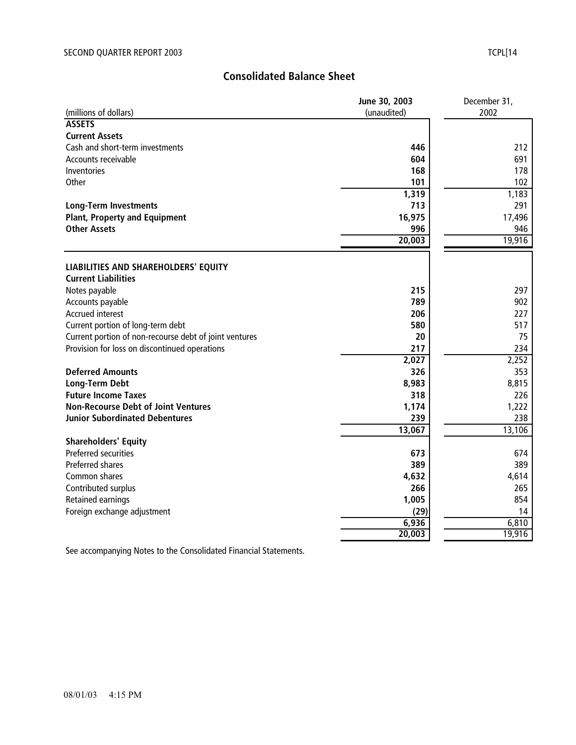# Consolidated Balance Sheet

| (millions of dollars) | June 30, 2003 (unaudited) | December 31, 2002 |
|---|---|---|
| **ASSETS** | | |
| **Current Assets** | | |
| Cash and short-term investments | **446** | 212 |
| Accounts receivable | **604** | 691 |
| Inventories | **168** | 178 |
| Other | **101** | 102 |
| | **1,319** | 1,183 |
| **Long-Term Investments** | **713** | 291 |
| **Plant, Property and Equipment** | **16,975** | 17,496 |
| **Other Assets** | **996** | 946 |
| | **20,003** | 19,916 |
| **LIABILITIES AND SHAREHOLDERS' EQUITY** | | |
| **Current Liabilities** | | |
| Notes payable | **215** | 297 |
| Accounts payable | **789** | 902 |
| Accrued interest | **206** | 227 |
| Current portion of long-term debt | **580** | 517 |
| Current portion of non-recourse debt of joint ventures | **20** | 75 |
| Provision for loss on discontinued operations | **217** | 234 |
| | **2,027** | 2,252 |
| **Deferred Amounts** | **326** | 353 |
| **Long-Term Debt** | **8,983** | 8,815 |
| **Future Income Taxes** | **318** | 226 |
| **Non-Recourse Debt of Joint Ventures** | **1,174** | 1,222 |
| **Junior Subordinated Debentures** | **239** | 238 |
| | **13,067** | 13,106 |
| **Shareholders' Equity** | | |
| Preferred securities | **673** | 674 |
| Preferred shares | **389** | 389 |
| Common shares | **4,632** | 4,614 |
| Contributed surplus | **266** | 265 |
| Retained earnings | **1,005** | 854 |
| Foreign exchange adjustment | **(29)** | 14 |
| | **6,936** | 6,810 |
| | **20,003** | 19,916 |

See accompanying Notes to the Consolidated Financial Statements.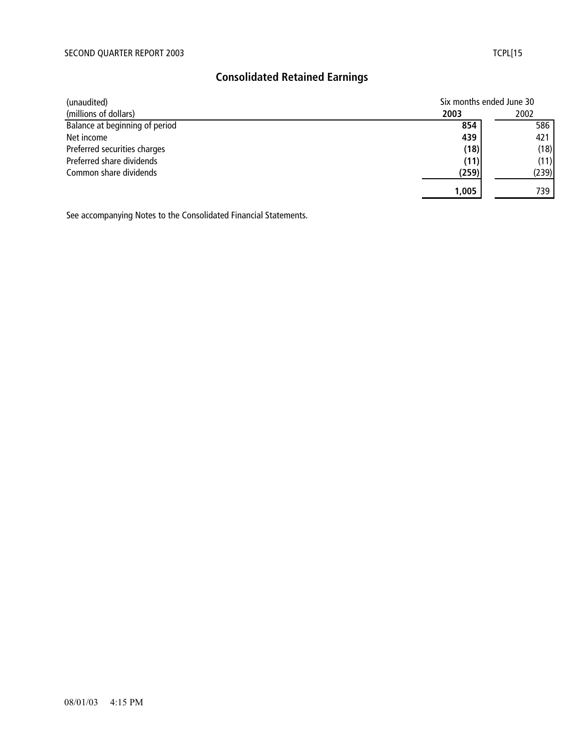# Consolidated Retained Earnings

| (unaudited)<br>(millions of dollars) | Six months ended June 30<br>**2003** | <br>2002 |
|---|---|---|
| Balance at beginning of period | **854** | 586 |
| Net income | **439** | 421 |
| Preferred securities charges | **(18)** | (18) |
| Preferred share dividends | **(11)** | (11) |
| Common share dividends | **(259)** | (239) |
| | **1,005** | 739 |

See accompanying Notes to the Consolidated Financial Statements.

08/01/03 4:15 PM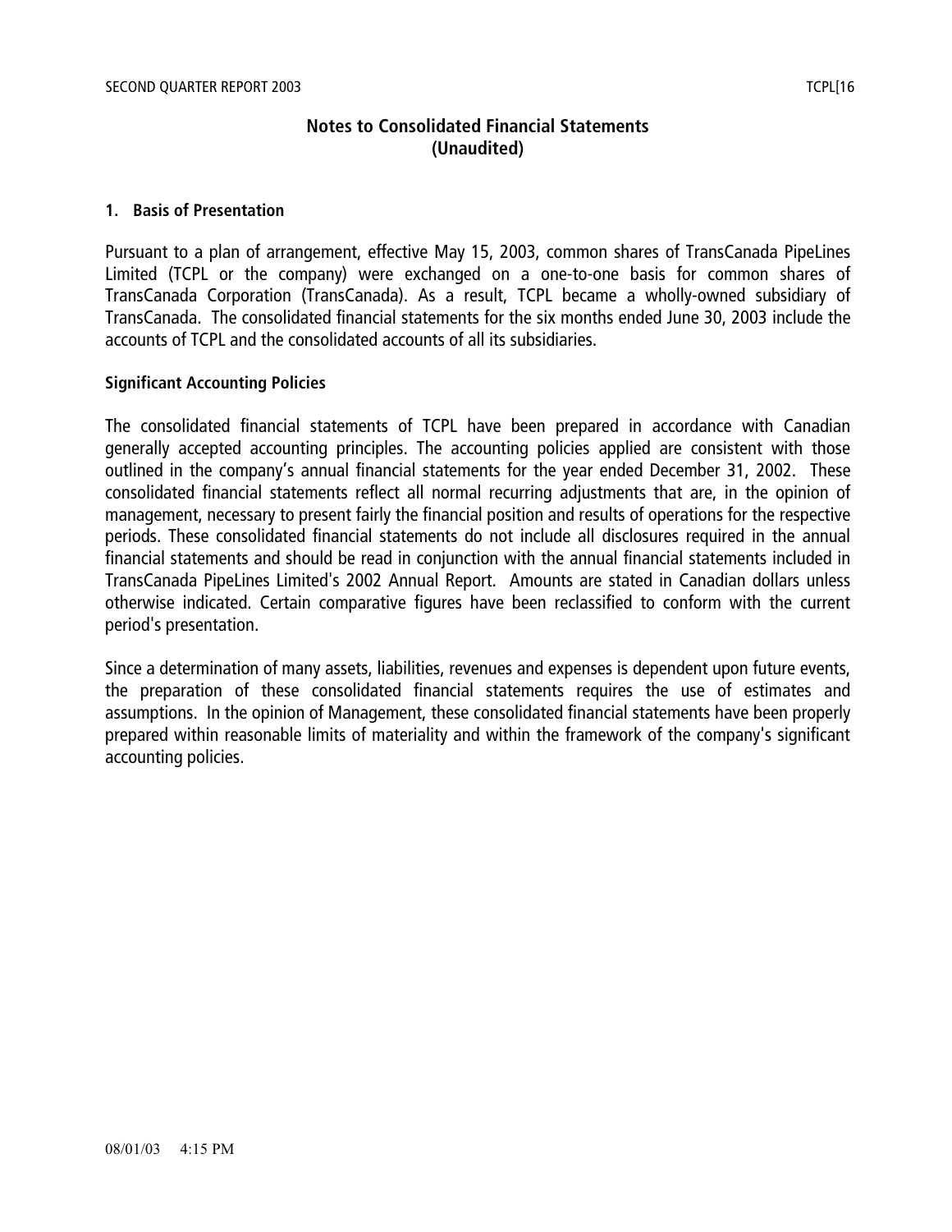# Notes to Consolidated Financial Statements (Unaudited)

## 1. Basis of Presentation

Pursuant to a plan of arrangement, effective May 15, 2003, common shares of TransCanada PipeLines Limited (TCPL or the company) were exchanged on a one-to-one basis for common shares of TransCanada Corporation (TransCanada). As a result, TCPL became a wholly-owned subsidiary of TransCanada. The consolidated financial statements for the six months ended June 30, 2003 include the accounts of TCPL and the consolidated accounts of all its subsidiaries.

### Significant Accounting Policies

The consolidated financial statements of TCPL have been prepared in accordance with Canadian generally accepted accounting principles. The accounting policies applied are consistent with those outlined in the company's annual financial statements for the year ended December 31, 2002. These consolidated financial statements reflect all normal recurring adjustments that are, in the opinion of management, necessary to present fairly the financial position and results of operations for the respective periods. These consolidated financial statements do not include all disclosures required in the annual financial statements and should be read in conjunction with the annual financial statements included in TransCanada PipeLines Limited's 2002 Annual Report. Amounts are stated in Canadian dollars unless otherwise indicated. Certain comparative figures have been reclassified to conform with the current period's presentation.

Since a determination of many assets, liabilities, revenues and expenses is dependent upon future events, the preparation of these consolidated financial statements requires the use of estimates and assumptions. In the opinion of Management, these consolidated financial statements have been properly prepared within reasonable limits of materiality and within the framework of the company's significant accounting policies.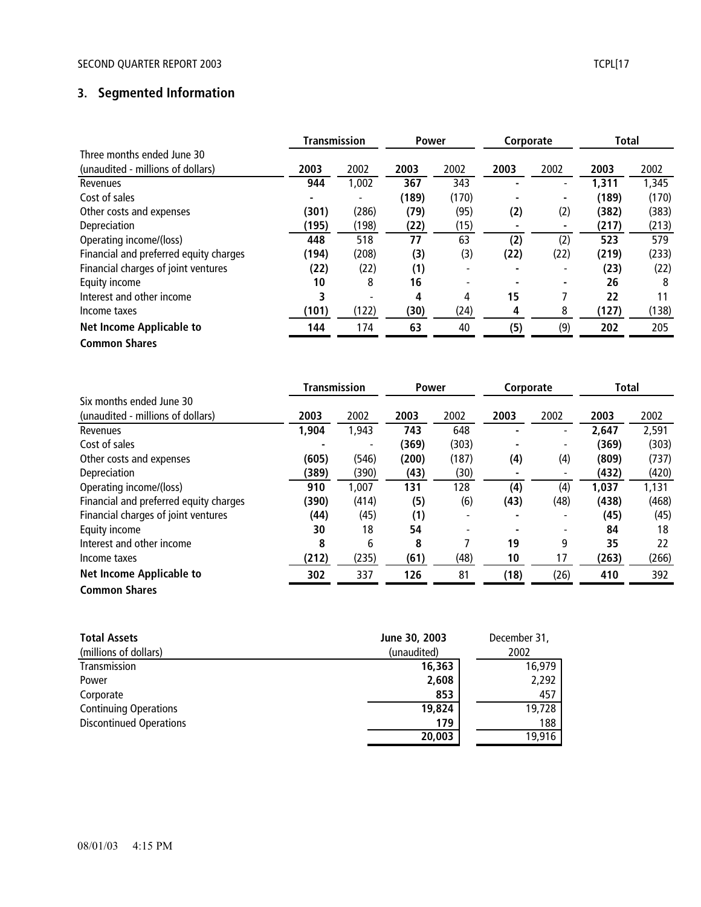## 3. Segmented Information

| Three months ended June 30 (unaudited - millions of dollars) | Transmission | | Power | | Corporate | | Total | |
|---|---|---|---|---|---|---|---|---|
| | **2003** | 2002 | **2003** | 2002 | **2003** | 2002 | **2003** | 2002 |
| Revenues | **944** | 1,002 | **367** | 343 | **-** | - | **1,311** | 1,345 |
| Cost of sales | **-** | - | **(189)** | (170) | **-** | - | **(189)** | (170) |
| Other costs and expenses | **(301)** | (286) | **(79)** | (95) | **(2)** | (2) | **(382)** | (383) |
| Depreciation | **(195)** | (198) | **(22)** | (15) | **-** | - | **(217)** | (213) |
| Operating income/(loss) | **448** | 518 | **77** | 63 | **(2)** | (2) | **523** | 579 |
| Financial and preferred equity charges | **(194)** | (208) | **(3)** | (3) | **(22)** | (22) | **(219)** | (233) |
| Financial charges of joint ventures | **(22)** | (22) | **(1)** | - | **-** | - | **(23)** | (22) |
| Equity income | **10** | 8 | **16** | - | **-** | - | **26** | 8 |
| Interest and other income | **3** | - | **4** | 4 | **15** | 7 | **22** | 11 |
| Income taxes | **(101)** | (122) | **(30)** | (24) | **4** | 8 | **(127)** | (138) |
| **Net Income Applicable to Common Shares** | **144** | 174 | **63** | 40 | **(5)** | (9) | **202** | 205 |

| Six months ended June 30 (unaudited - millions of dollars) | Transmission | | Power | | Corporate | | Total | |
|---|---|---|---|---|---|---|---|---|
| | **2003** | 2002 | **2003** | 2002 | **2003** | 2002 | **2003** | 2002 |
| Revenues | **1,904** | 1,943 | **743** | 648 | **-** | - | **2,647** | 2,591 |
| Cost of sales | **-** | - | **(369)** | (303) | **-** | - | **(369)** | (303) |
| Other costs and expenses | **(605)** | (546) | **(200)** | (187) | **(4)** | (4) | **(809)** | (737) |
| Depreciation | **(389)** | (390) | **(43)** | (30) | **-** | - | **(432)** | (420) |
| Operating income/(loss) | **910** | 1,007 | **131** | 128 | **(4)** | (4) | **1,037** | 1,131 |
| Financial and preferred equity charges | **(390)** | (414) | **(5)** | (6) | **(43)** | (48) | **(438)** | (468) |
| Financial charges of joint ventures | **(44)** | (45) | **(1)** | - | **-** | - | **(45)** | (45) |
| Equity income | **30** | 18 | **54** | - | **-** | - | **84** | 18 |
| Interest and other income | **8** | 6 | **8** | 7 | **19** | 9 | **35** | 22 |
| Income taxes | **(212)** | (235) | **(61)** | (48) | **10** | 17 | **(263)** | (266) |
| **Net Income Applicable to Common Shares** | **302** | 337 | **126** | 81 | **(18)** | (26) | **410** | 392 |

| **Total Assets** (millions of dollars) | **June 30, 2003** (unaudited) | December 31, 2002 |
|---|---|---|
| Transmission | **16,363** | 16,979 |
| Power | **2,608** | 2,292 |
| Corporate | **853** | 457 |
| Continuing Operations | **19,824** | 19,728 |
| Discontinued Operations | **179** | 188 |
| | **20,003** | 19,916 |

08/01/03 4:15 PM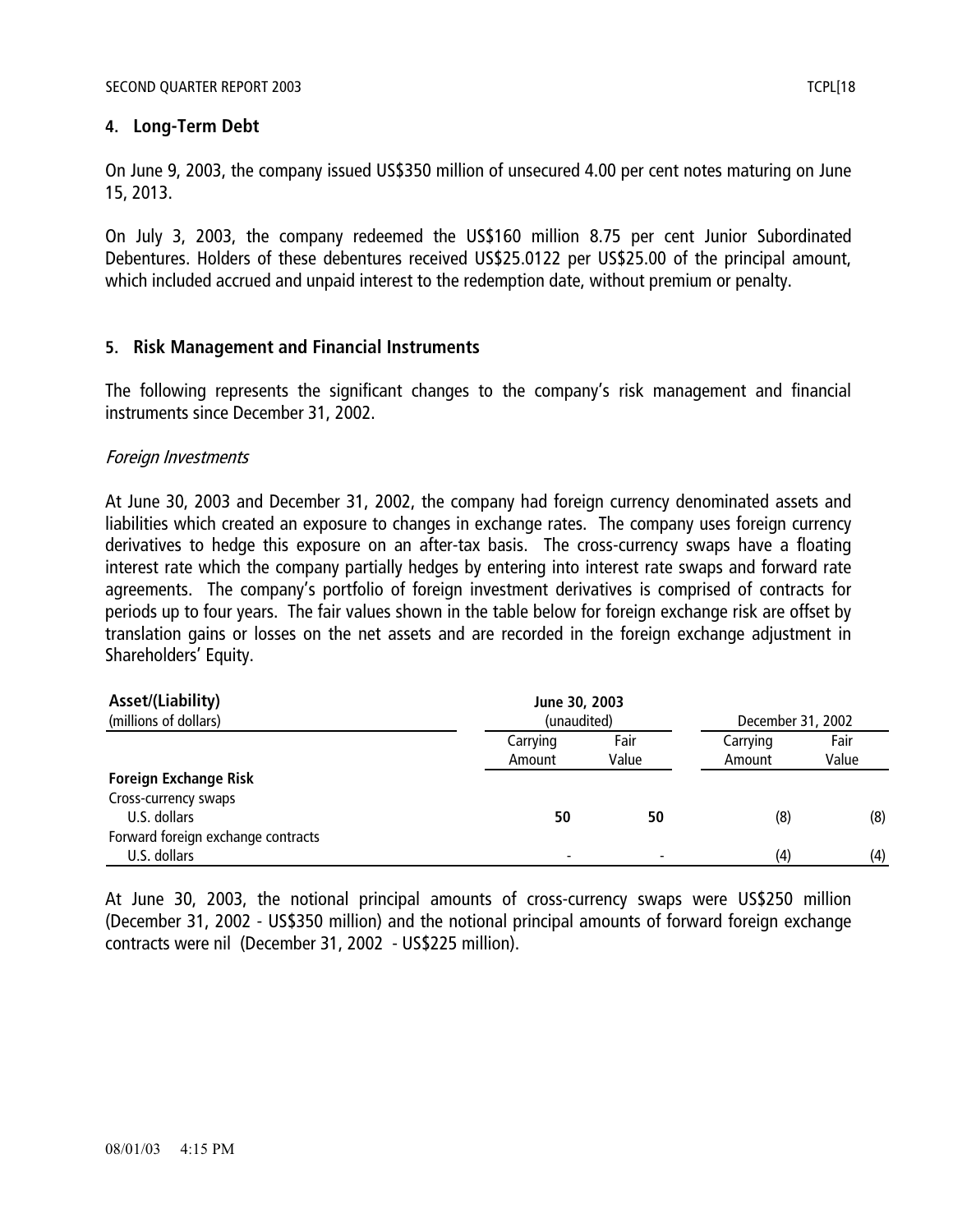## 4. Long-Term Debt

On June 9, 2003, the company issued US$350 million of unsecured 4.00 per cent notes maturing on June 15, 2013.

On July 3, 2003, the company redeemed the US$160 million 8.75 per cent Junior Subordinated Debentures. Holders of these debentures received US$25.0122 per US$25.00 of the principal amount, which included accrued and unpaid interest to the redemption date, without premium or penalty.

## 5. Risk Management and Financial Instruments

The following represents the significant changes to the company's risk management and financial instruments since December 31, 2002.

*Foreign Investments*

At June 30, 2003 and December 31, 2002, the company had foreign currency denominated assets and liabilities which created an exposure to changes in exchange rates. The company uses foreign currency derivatives to hedge this exposure on an after-tax basis. The cross-currency swaps have a floating interest rate which the company partially hedges by entering into interest rate swaps and forward rate agreements. The company's portfolio of foreign investment derivatives is comprised of contracts for periods up to four years. The fair values shown in the table below for foreign exchange risk are offset by translation gains or losses on the net assets and are recorded in the foreign exchange adjustment in Shareholders' Equity.

| **Asset/(Liability)**<br>(millions of dollars) | **June 30, 2003**<br>(unaudited) | | December 31, 2002 | |
|---|---|---|---|---|
| | Carrying Amount | Fair Value | Carrying Amount | Fair Value |
| **Foreign Exchange Risk** | | | | |
| Cross-currency swaps | | | | |
| U.S. dollars | **50** | **50** | (8) | (8) |
| Forward foreign exchange contracts | | | | |
| U.S. dollars | - | - | (4) | (4) |

At June 30, 2003, the notional principal amounts of cross-currency swaps were US$250 million (December 31, 2002 - US$350 million) and the notional principal amounts of forward foreign exchange contracts were nil (December 31, 2002 - US$225 million).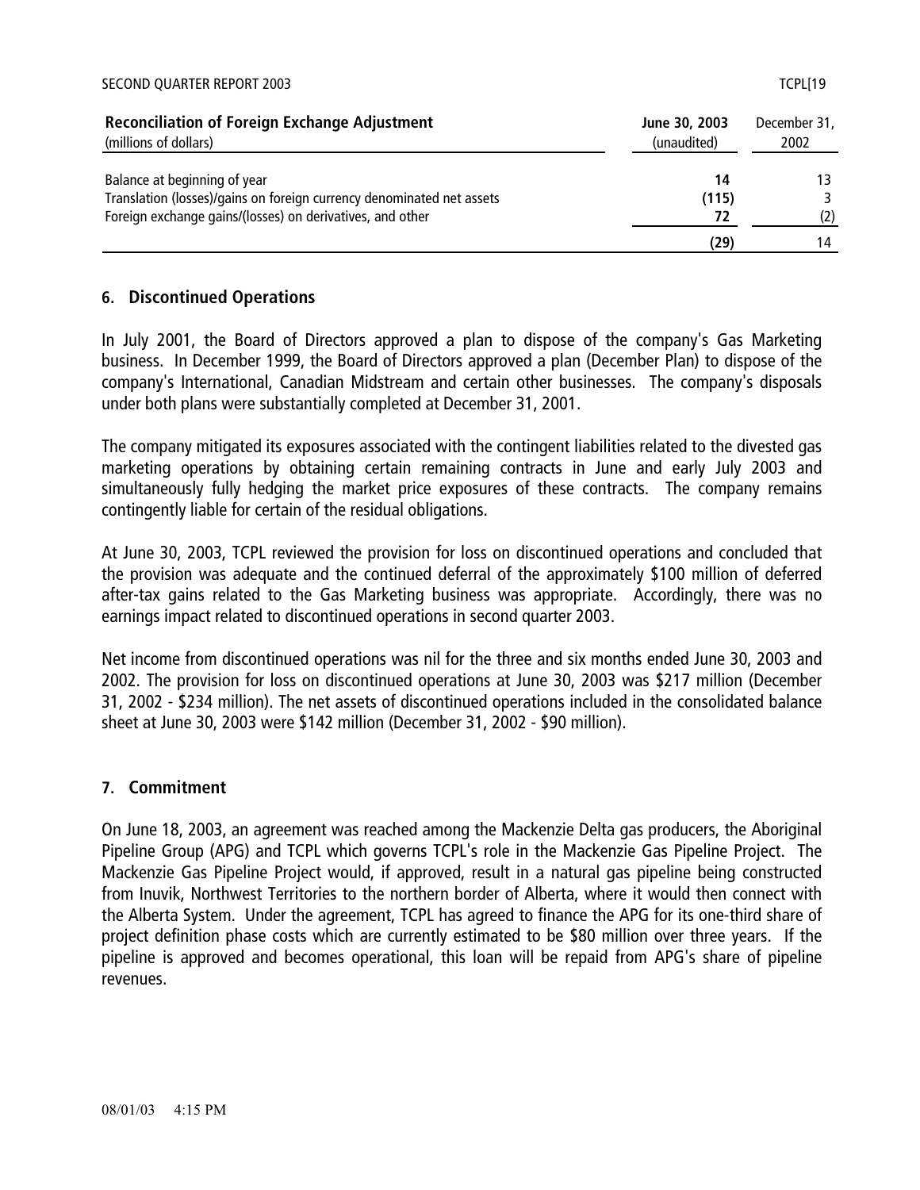| Reconciliation of Foreign Exchange Adjustment (millions of dollars) | June 30, 2003 (unaudited) | December 31, 2002 |
|---|---|---|
| Balance at beginning of year | **14** | 13 |
| Translation (losses)/gains on foreign currency denominated net assets | **(115)** | 3 |
| Foreign exchange gains/(losses) on derivatives, and other | **72** | (2) |
| | **(29)** | 14 |

## 6. Discontinued Operations

In July 2001, the Board of Directors approved a plan to dispose of the company's Gas Marketing business. In December 1999, the Board of Directors approved a plan (December Plan) to dispose of the company's International, Canadian Midstream and certain other businesses. The company's disposals under both plans were substantially completed at December 31, 2001.

The company mitigated its exposures associated with the contingent liabilities related to the divested gas marketing operations by obtaining certain remaining contracts in June and early July 2003 and simultaneously fully hedging the market price exposures of these contracts. The company remains contingently liable for certain of the residual obligations.

At June 30, 2003, TCPL reviewed the provision for loss on discontinued operations and concluded that the provision was adequate and the continued deferral of the approximately $100 million of deferred after-tax gains related to the Gas Marketing business was appropriate. Accordingly, there was no earnings impact related to discontinued operations in second quarter 2003.

Net income from discontinued operations was nil for the three and six months ended June 30, 2003 and 2002. The provision for loss on discontinued operations at June 30, 2003 was $217 million (December 31, 2002 - $234 million). The net assets of discontinued operations included in the consolidated balance sheet at June 30, 2003 were $142 million (December 31, 2002 - $90 million).

## 7. Commitment

On June 18, 2003, an agreement was reached among the Mackenzie Delta gas producers, the Aboriginal Pipeline Group (APG) and TCPL which governs TCPL's role in the Mackenzie Gas Pipeline Project. The Mackenzie Gas Pipeline Project would, if approved, result in a natural gas pipeline being constructed from Inuvik, Northwest Territories to the northern border of Alberta, where it would then connect with the Alberta System. Under the agreement, TCPL has agreed to finance the APG for its one-third share of project definition phase costs which are currently estimated to be $80 million over three years. If the pipeline is approved and becomes operational, this loan will be repaid from APG's share of pipeline revenues.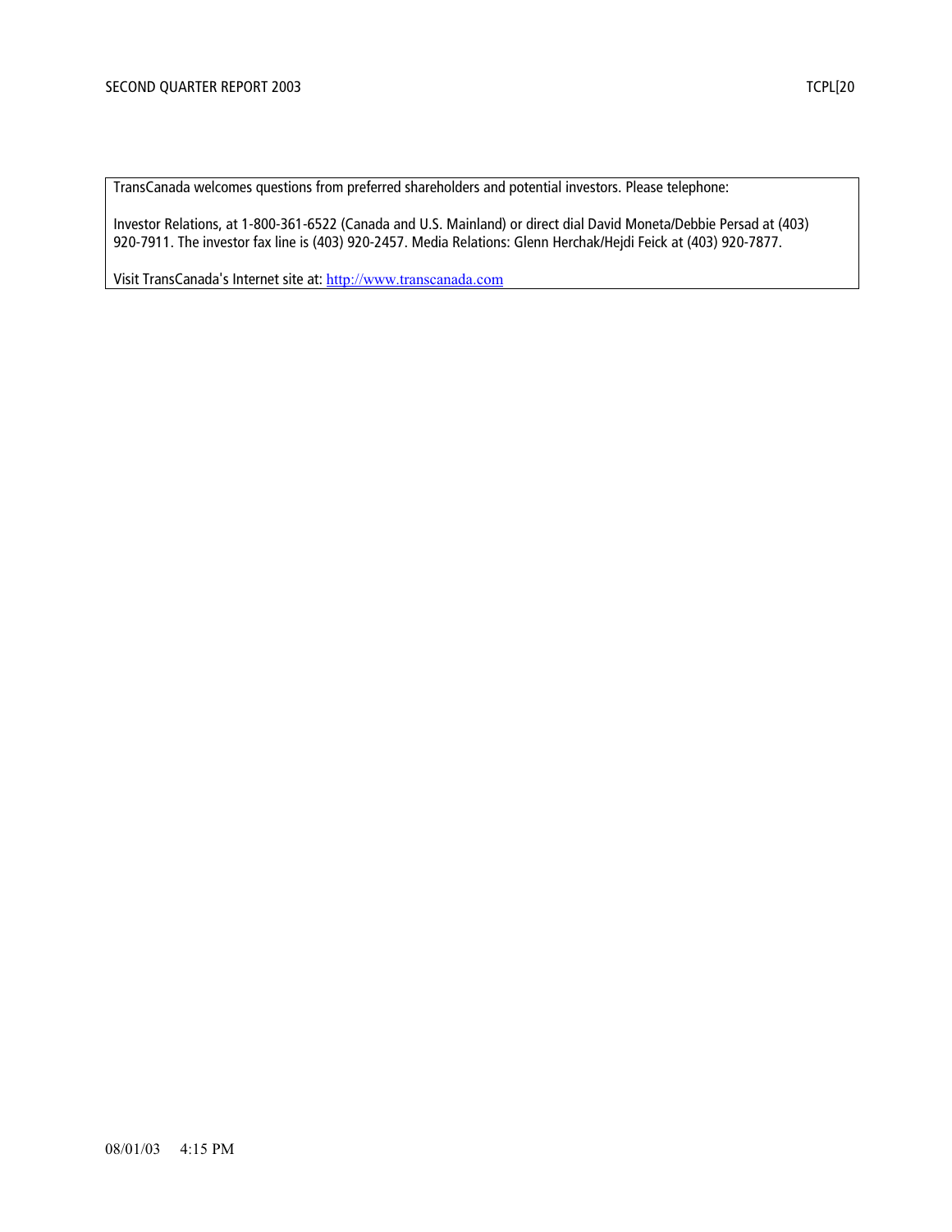TransCanada welcomes questions from preferred shareholders and potential investors. Please telephone:

Investor Relations, at 1-800-361-6522 (Canada and U.S. Mainland) or direct dial David Moneta/Debbie Persad at (403) 920-7911. The investor fax line is (403) 920-2457. Media Relations: Glenn Herchak/Hejdi Feick at (403) 920-7877.

Visit TransCanada's Internet site at: http://www.transcanada.com